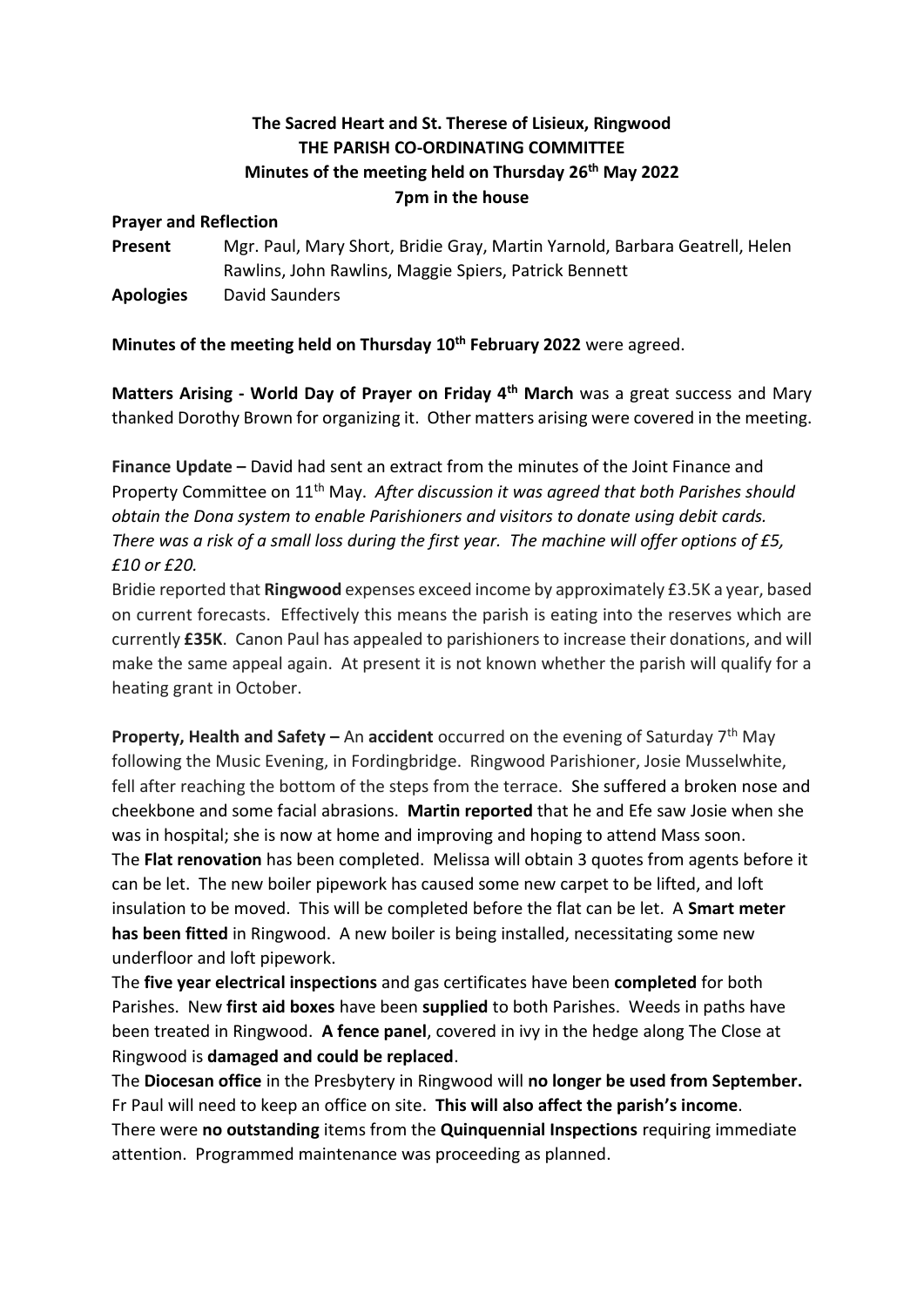**The Sacred Heart and St. Therese of Lisieux, Ringwood**
**THE PARISH CO-ORDINATING COMMITTEE**
**Minutes of the meeting held on Thursday 26th May 2022**
**7pm in the house**

**Prayer and Reflection**

**Present** Mgr. Paul, Mary Short, Bridie Gray, Martin Yarnold, Barbara Geatrell, Helen Rawlins, John Rawlins, Maggie Spiers, Patrick Bennett

**Apologies** David Saunders

**Minutes of the meeting held on Thursday 10th February 2022** were agreed.

**Matters Arising - World Day of Prayer on Friday 4th March** was a great success and Mary thanked Dorothy Brown for organizing it. Other matters arising were covered in the meeting.

**Finance Update –** David had sent an extract from the minutes of the Joint Finance and Property Committee on 11th May. *After discussion it was agreed that both Parishes should obtain the Dona system to enable Parishioners and visitors to donate using debit cards. There was a risk of a small loss during the first year. The machine will offer options of £5, £10 or £20.*

Bridie reported that **Ringwood** expenses exceed income by approximately £3.5K a year, based on current forecasts. Effectively this means the parish is eating into the reserves which are currently **£35K**. Canon Paul has appealed to parishioners to increase their donations, and will make the same appeal again. At present it is not known whether the parish will qualify for a heating grant in October.

**Property, Health and Safety –** An **accident** occurred on the evening of Saturday 7th May following the Music Evening, in Fordingbridge. Ringwood Parishioner, Josie Musselwhite, fell after reaching the bottom of the steps from the terrace. She suffered a broken nose and cheekbone and some facial abrasions. **Martin reported** that he and Efe saw Josie when she was in hospital; she is now at home and improving and hoping to attend Mass soon.

The **Flat renovation** has been completed. Melissa will obtain 3 quotes from agents before it can be let. The new boiler pipework has caused some new carpet to be lifted, and loft insulation to be moved. This will be completed before the flat can be let. A **Smart meter has been fitted** in Ringwood. A new boiler is being installed, necessitating some new underfloor and loft pipework.

The **five year electrical inspections** and gas certificates have been **completed** for both Parishes. New **first aid boxes** have been **supplied** to both Parishes. Weeds in paths have been treated in Ringwood. **A fence panel**, covered in ivy in the hedge along The Close at Ringwood is **damaged and could be replaced**.

The **Diocesan office** in the Presbytery in Ringwood will **no longer be used from September.** Fr Paul will need to keep an office on site. **This will also affect the parish's income**.

There were **no outstanding** items from the **Quinquennial Inspections** requiring immediate attention. Programmed maintenance was proceeding as planned.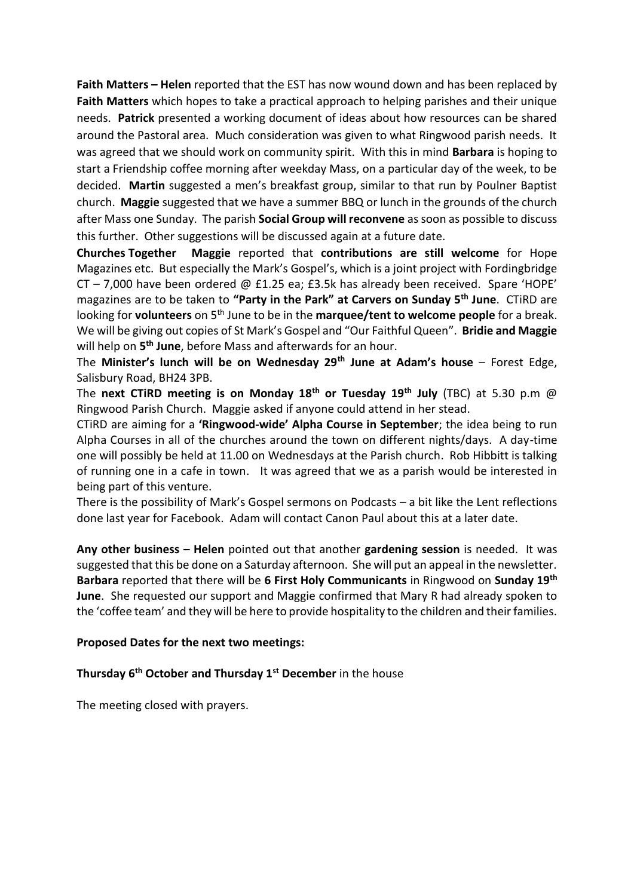**Faith Matters – Helen** reported that the EST has now wound down and has been replaced by **Faith Matters** which hopes to take a practical approach to helping parishes and their unique needs. **Patrick** presented a working document of ideas about how resources can be shared around the Pastoral area. Much consideration was given to what Ringwood parish needs. It was agreed that we should work on community spirit. With this in mind **Barbara** is hoping to start a Friendship coffee morning after weekday Mass, on a particular day of the week, to be decided. **Martin** suggested a men's breakfast group, similar to that run by Poulner Baptist church. **Maggie** suggested that we have a summer BBQ or lunch in the grounds of the church after Mass one Sunday. The parish **Social Group will reconvene** as soon as possible to discuss this further. Other suggestions will be discussed again at a future date.

**Churches Together Maggie** reported that **contributions are still welcome** for Hope Magazines etc. But especially the Mark's Gospel's, which is a joint project with Fordingbridge CT – 7,000 have been ordered @ £1.25 ea; £3.5k has already been received. Spare 'HOPE' magazines are to be taken to **"Party in the Park" at Carvers on Sunday 5th June**. CTiRD are looking for **volunteers** on 5th June to be in the **marquee/tent to welcome people** for a break. We will be giving out copies of St Mark's Gospel and "Our Faithful Queen". **Bridie and Maggie** will help on **5th June**, before Mass and afterwards for an hour.

The **Minister's lunch will be on Wednesday 29th June at Adam's house** – Forest Edge, Salisbury Road, BH24 3PB.

The **next CTiRD meeting is on Monday 18th or Tuesday 19th July** (TBC) at 5.30 p.m @ Ringwood Parish Church. Maggie asked if anyone could attend in her stead.

CTiRD are aiming for a **'Ringwood-wide' Alpha Course in September**; the idea being to run Alpha Courses in all of the churches around the town on different nights/days. A day-time one will possibly be held at 11.00 on Wednesdays at the Parish church. Rob Hibbitt is talking of running one in a cafe in town. It was agreed that we as a parish would be interested in being part of this venture.

There is the possibility of Mark's Gospel sermons on Podcasts – a bit like the Lent reflections done last year for Facebook. Adam will contact Canon Paul about this at a later date.

**Any other business – Helen** pointed out that another **gardening session** is needed. It was suggested that this be done on a Saturday afternoon. She will put an appeal in the newsletter. **Barbara** reported that there will be **6 First Holy Communicants** in Ringwood on **Sunday 19th June**. She requested our support and Maggie confirmed that Mary R had already spoken to the 'coffee team' and they will be here to provide hospitality to the children and their families.

**Proposed Dates for the next two meetings:**

**Thursday 6th October and Thursday 1st December** in the house

The meeting closed with prayers.